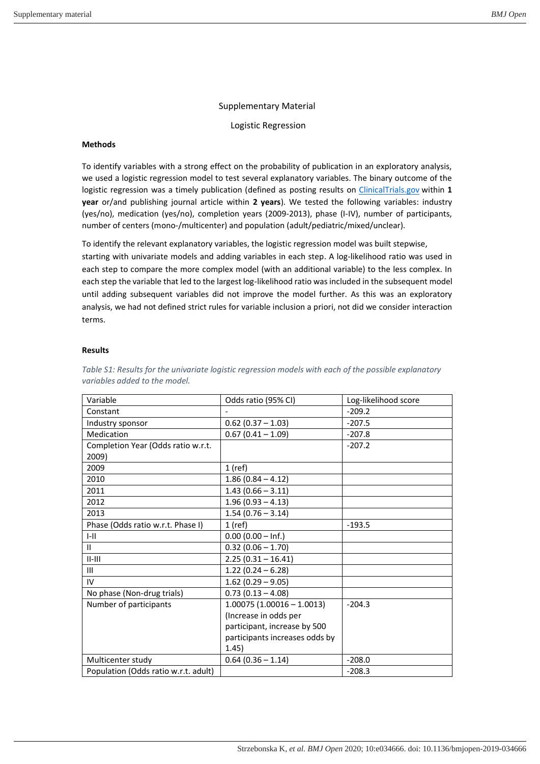Supplementary Material

Logistic Regression

**Methods**

To identify variables with a strong effect on the probability of publication in an exploratory analysis, we used a logistic regression model to test several explanatory variables. The binary outcome of the logistic regression was a timely publication (defined as posting results on ClinicalTrials.gov within **1 year** or/and publishing journal article within **2 years**). We tested the following variables: industry (yes/no), medication (yes/no), completion years (2009-2013), phase (I-IV), number of participants, number of centers (mono-/multicenter) and population (adult/pediatric/mixed/unclear).

To identify the relevant explanatory variables, the logistic regression model was built stepwise, starting with univariate models and adding variables in each step. A log-likelihood ratio was used in each step to compare the more complex model (with an additional variable) to the less complex. In each step the variable that led to the largest log-likelihood ratio was included in the subsequent model until adding subsequent variables did not improve the model further. As this was an exploratory analysis, we had not defined strict rules for variable inclusion a priori, not did we consider interaction terms.

**Results**

*Table S1: Results for the univariate logistic regression models with each of the possible explanatory variables added to the model.*

| Variable | Odds ratio (95% CI) | Log-likelihood score |
|---|---|---|
| Constant | - | -209.2 |
| Industry sponsor | 0.62 (0.37 – 1.03) | -207.5 |
| Medication | 0.67 (0.41 – 1.09) | -207.8 |
| Completion Year (Odds ratio w.r.t. 2009) | | -207.2 |
| 2009 | 1 (ref) | |
| 2010 | 1.86 (0.84 – 4.12) | |
| 2011 | 1.43 (0.66 – 3.11) | |
| 2012 | 1.96 (0.93 – 4.13) | |
| 2013 | 1.54 (0.76 – 3.14) | |
| Phase (Odds ratio w.r.t. Phase I) | 1 (ref) | -193.5 |
| I-II | 0.00 (0.00 – Inf.) | |
| II | 0.32 (0.06 – 1.70) | |
| II-III | 2.25 (0.31 – 16.41) | |
| III | 1.22 (0.24 – 6.28) | |
| IV | 1.62 (0.29 – 9.05) | |
| No phase (Non-drug trials) | 0.73 (0.13 – 4.08) | |
| Number of participants | 1.00075 (1.00016 – 1.0013) (Increase in odds per participant, increase by 500 participants increases odds by 1.45) | -204.3 |
| Multicenter study | 0.64 (0.36 – 1.14) | -208.0 |
| Population (Odds ratio w.r.t. adult) | | -208.3 |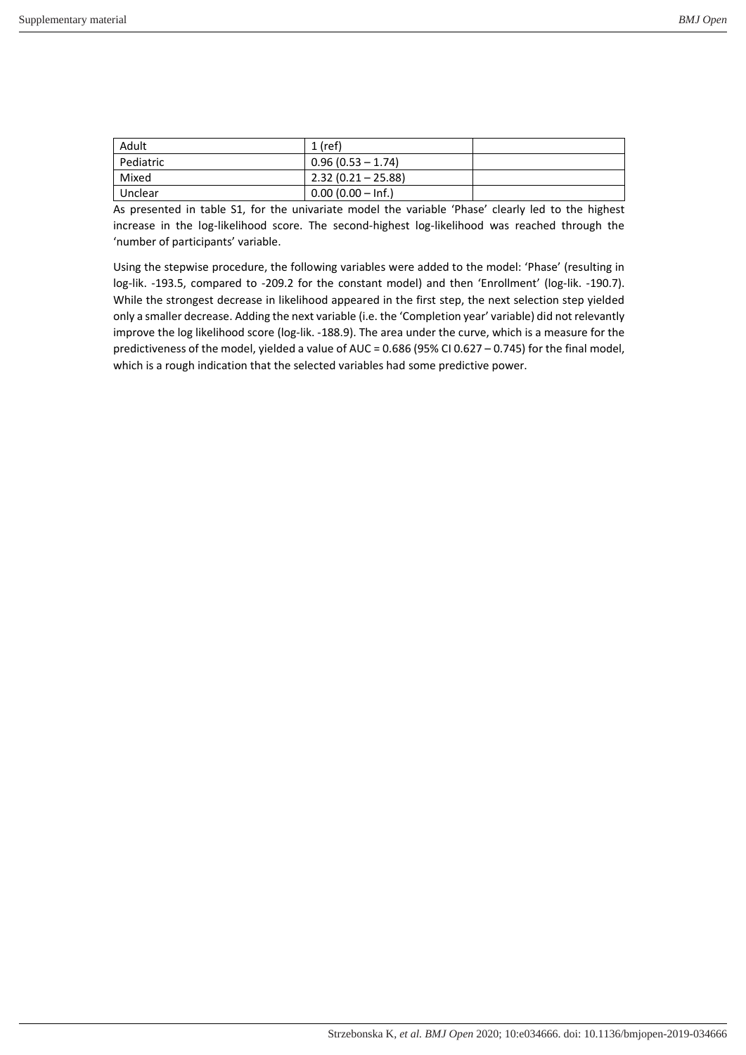| | | |
|---|---|---|
| Adult | 1 (ref) | |
| Pediatric | 0.96 (0.53 – 1.74) | |
| Mixed | 2.32 (0.21 – 25.88) | |
| Unclear | 0.00 (0.00 – Inf.) | |

As presented in table S1, for the univariate model the variable 'Phase' clearly led to the highest increase in the log-likelihood score. The second-highest log-likelihood was reached through the 'number of participants' variable.

Using the stepwise procedure, the following variables were added to the model: 'Phase' (resulting in log-lik. -193.5, compared to -209.2 for the constant model) and then 'Enrollment' (log-lik. -190.7). While the strongest decrease in likelihood appeared in the first step, the next selection step yielded only a smaller decrease. Adding the next variable (i.e. the 'Completion year' variable) did not relevantly improve the log likelihood score (log-lik. -188.9). The area under the curve, which is a measure for the predictiveness of the model, yielded a value of AUC = 0.686 (95% CI 0.627 – 0.745) for the final model, which is a rough indication that the selected variables had some predictive power.